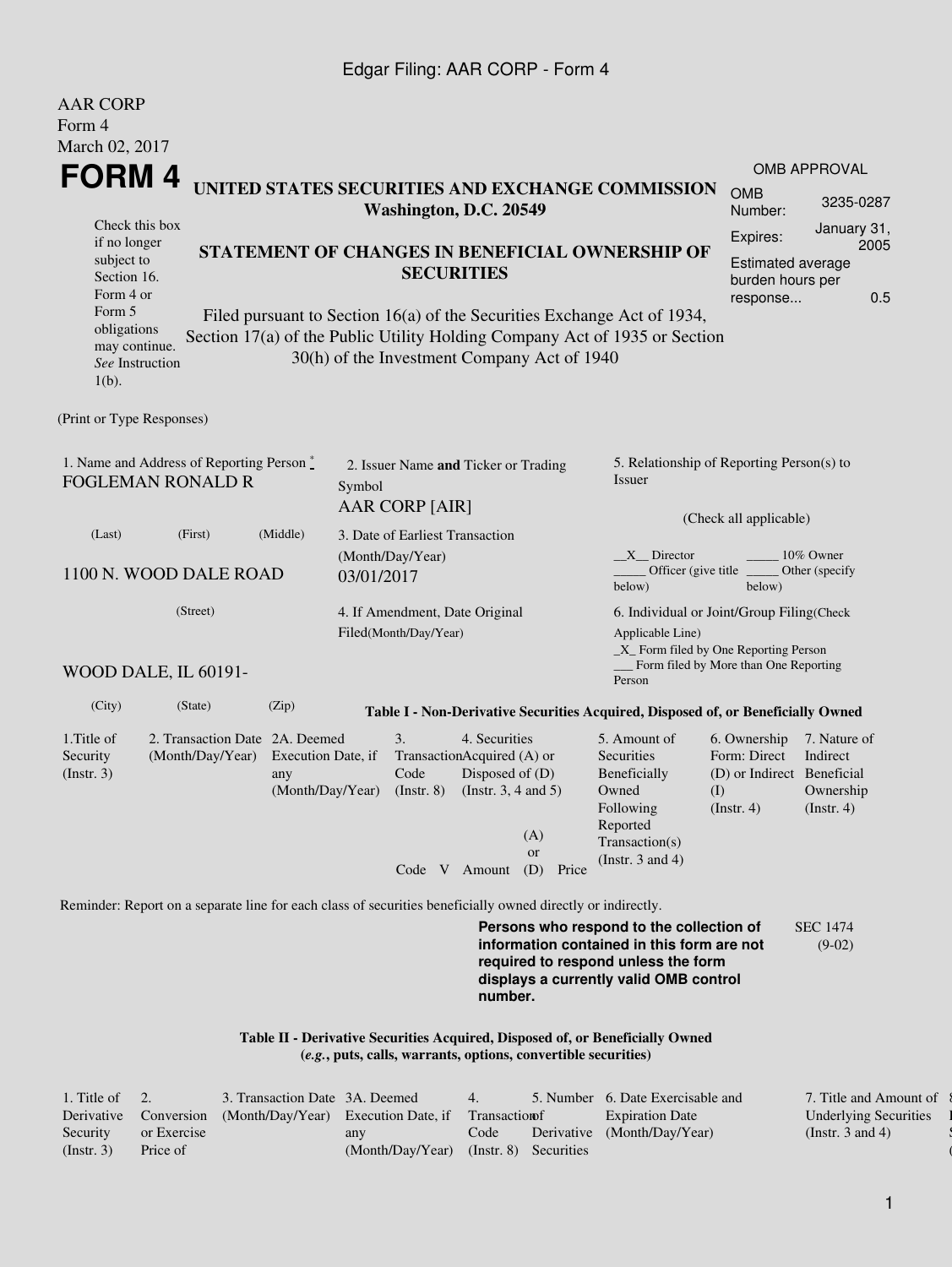Edgar Filing: AAR CORP - Form 4

AAR CORP
Form 4
March 02, 2017

# FORM 4

Check this box if no longer subject to Section 16. Form 4 or Form 5 obligations may continue. *See* Instruction 1(b).

**UNITED STATES SECURITIES AND EXCHANGE COMMISSION**
**Washington, D.C. 20549**

**STATEMENT OF CHANGES IN BENEFICIAL OWNERSHIP OF SECURITIES**

Filed pursuant to Section 16(a) of the Securities Exchange Act of 1934, Section 17(a) of the Public Utility Holding Company Act of 1935 or Section 30(h) of the Investment Company Act of 1940

OMB APPROVAL

| | |
|---|---|
| OMB Number: | 3235-0287 |
| Expires: | January 31, 2005 |
| Estimated average burden hours per response... | 0.5 |

(Print or Type Responses)

1. Name and Address of Reporting Person *
FOGLEMAN RONALD R

(Last) (First) (Middle)

1100 N. WOOD DALE ROAD

(Street)

WOOD DALE, IL 60191-

(City) (State) (Zip)

2. Issuer Name **and** Ticker or Trading Symbol
AAR CORP [AIR]

3. Date of Earliest Transaction (Month/Day/Year)
03/01/2017

4. If Amendment, Date Original Filed(Month/Day/Year)

5. Relationship of Reporting Person(s) to Issuer

(Check all applicable)

\_\_X\_\_ Director \_\_\_\_\_ 10% Owner
\_\_\_\_\_ Officer (give title below) \_\_\_\_\_ Other (specify below)

6. Individual or Joint/Group Filing(Check Applicable Line)
\_X\_ Form filed by One Reporting Person
\_\_\_ Form filed by More than One Reporting Person

**Table I - Non-Derivative Securities Acquired, Disposed of, or Beneficially Owned**

| 1.Title of Security (Instr. 3) | 2. Transaction Date (Month/Day/Year) | 2A. Deemed Execution Date, if any (Month/Day/Year) | 3. Transaction Code (Instr. 8) | | 4. Securities Acquired (A) or Disposed of (D) (Instr. 3, 4 and 5) | | | 5. Amount of Securities Beneficially Owned Following Reported Transaction(s) (Instr. 3 and 4) | 6. Ownership Form: Direct (D) or Indirect (I) (Instr. 4) | 7. Nature of Indirect Beneficial Ownership (Instr. 4) |
|---|---|---|---|---|---|---|---|---|---|---|
| | | | Code | V | Amount | (A) or (D) | Price | | | |

Reminder: Report on a separate line for each class of securities beneficially owned directly or indirectly.

**Persons who respond to the collection of information contained in this form are not required to respond unless the form displays a currently valid OMB control number.**

SEC 1474 (9-02)

**Table II - Derivative Securities Acquired, Disposed of, or Beneficially Owned**
**(*e.g.*, puts, calls, warrants, options, convertible securities)**

| 1. Title of Derivative Security (Instr. 3) | 2. Conversion or Exercise Price of | 3. Transaction Date (Month/Day/Year) | 3A. Deemed Execution Date, if any (Month/Day/Year) | 4. Transaction Code (Instr. 8) | 5. Number of Derivative Securities | 6. Date Exercisable and Expiration Date (Month/Day/Year) | 7. Title and Amount of Underlying Securities (Instr. 3 and 4) |
|---|---|---|---|---|---|---|---|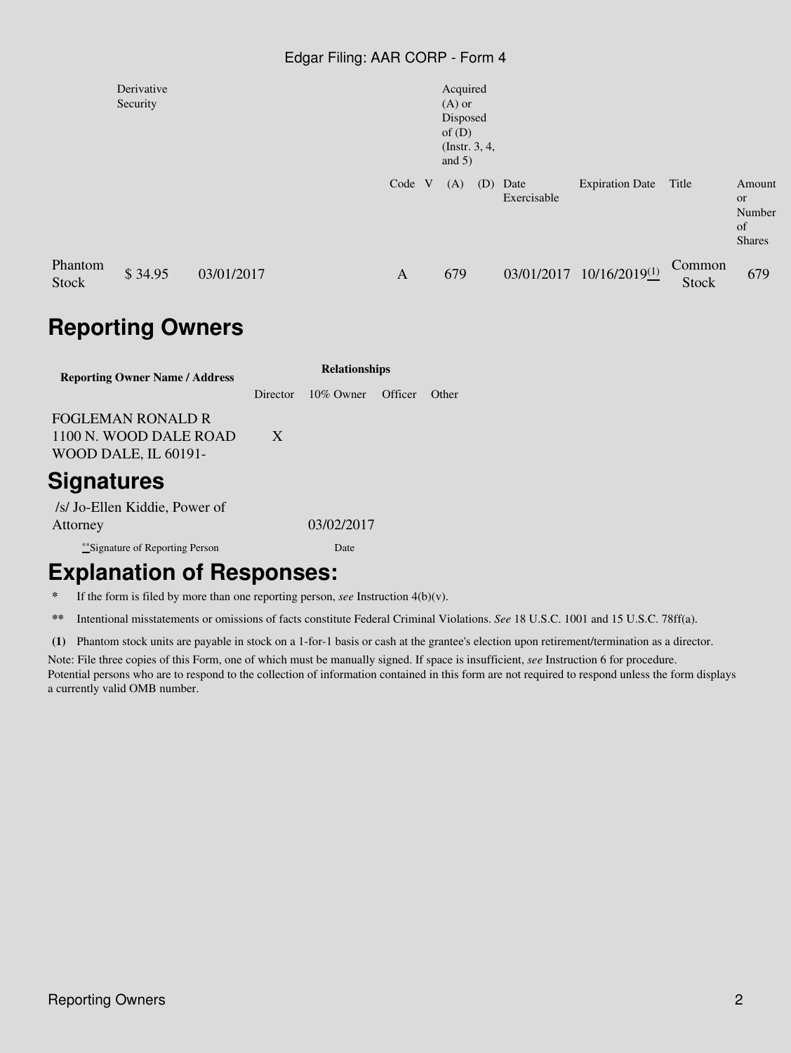| Derivative Security | | | | | | Acquired (A) or Disposed of (D) (Instr. 3, 4, and 5) | | | | | |
|---|---|---|---|---|---|---|---|---|---|---|---|
| | | | | Code | V | (A) | (D) | Date Exercisable | Expiration Date | Title | Amount or Number of Shares |
| Phantom Stock | $ 34.95 | 03/01/2017 | | A | | 679 | | 03/01/2017 | 10/16/2019 (1) | Common Stock | 679 |

## Reporting Owners

| Reporting Owner Name / Address | Relationships | | | |
|---|---|---|---|---|
| | Director | 10% Owner | Officer | Other |
| FOGLEMAN RONALD R<br>1100 N. WOOD DALE ROAD<br>WOOD DALE, IL 60191- | X | | | |

## Signatures

| | |
|---|---|
| /s/ Jo-Ellen Kiddie, Power of Attorney | 03/02/2017 |
| **Signature of Reporting Person | Date |

## Explanation of Responses:

\* If the form is filed by more than one reporting person, *see* Instruction 4(b)(v).

** Intentional misstatements or omissions of facts constitute Federal Criminal Violations. *See* 18 U.S.C. 1001 and 15 U.S.C. 78ff(a).

**(1)** Phantom stock units are payable in stock on a 1-for-1 basis or cash at the grantee's election upon retirement/termination as a director.

Note: File three copies of this Form, one of which must be manually signed. If space is insufficient, *see* Instruction 6 for procedure.
Potential persons who are to respond to the collection of information contained in this form are not required to respond unless the form displays a currently valid OMB number.